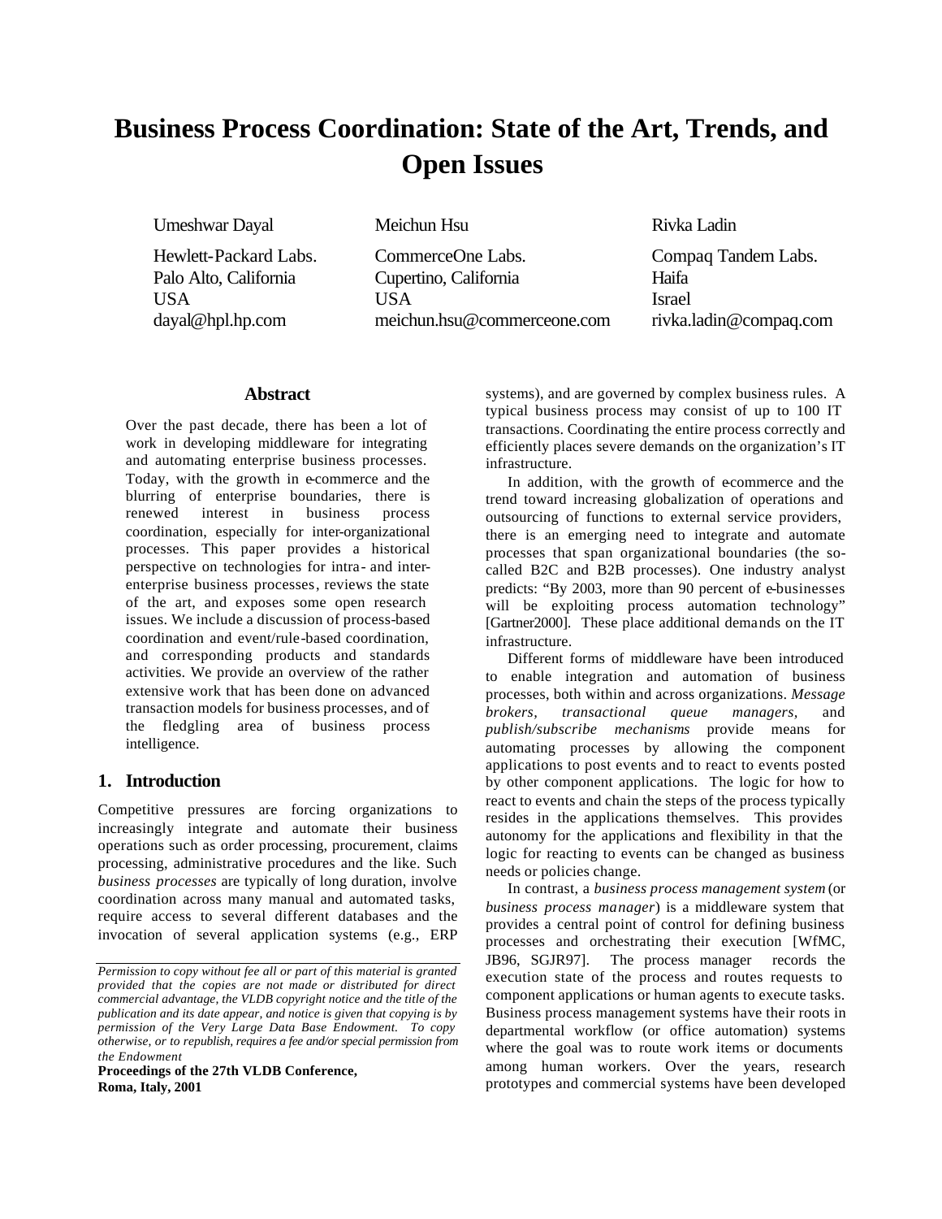# Business Process Coordination: State of the Art, Trends, and Open Issues

Umeshwar Dayal
Hewlett-Packard Labs.
Palo Alto, California
USA
dayal@hpl.hp.com

Meichun Hsu
CommerceOne Labs.
Cupertino, California
USA
meichun.hsu@commerceone.com

Rivka Ladin
Compaq Tandem Labs.
Haifa
Israel
rivka.ladin@compaq.com

## Abstract

Over the past decade, there has been a lot of work in developing middleware for integrating and automating enterprise business processes. Today, with the growth in e-commerce and the blurring of enterprise boundaries, there is renewed interest in business process coordination, especially for inter-organizational processes. This paper provides a historical perspective on technologies for intra- and inter-enterprise business processes, reviews the state of the art, and exposes some open research issues. We include a discussion of process-based coordination and event/rule-based coordination, and corresponding products and standards activities. We provide an overview of the rather extensive work that has been done on advanced transaction models for business processes, and of the fledgling area of business process intelligence.

## 1. Introduction

Competitive pressures are forcing organizations to increasingly integrate and automate their business operations such as order processing, procurement, claims processing, administrative procedures and the like. Such *business processes* are typically of long duration, involve coordination across many manual and automated tasks, require access to several different databases and the invocation of several application systems (e.g., ERP systems), and are governed by complex business rules. A typical business process may consist of up to 100 IT transactions. Coordinating the entire process correctly and efficiently places severe demands on the organization's IT infrastructure.

In addition, with the growth of e-commerce and the trend toward increasing globalization of operations and outsourcing of functions to external service providers, there is an emerging need to integrate and automate processes that span organizational boundaries (the so-called B2C and B2B processes). One industry analyst predicts: "By 2003, more than 90 percent of e-businesses will be exploiting process automation technology" [Gartner2000]. These place additional demands on the IT infrastructure.

Different forms of middleware have been introduced to enable integration and automation of business processes, both within and across organizations. *Message brokers, transactional queue managers,* and *publish/subscribe mechanisms* provide means for automating processes by allowing the component applications to post events and to react to events posted by other component applications. The logic for how to react to events and chain the steps of the process typically resides in the applications themselves. This provides autonomy for the applications and flexibility in that the logic for reacting to events can be changed as business needs or policies change.

In contrast, a *business process management system* (or *business process manager*) is a middleware system that provides a central point of control for defining business processes and orchestrating their execution [WfMC, JB96, SGJR97]. The process manager records the execution state of the process and routes requests to component applications or human agents to execute tasks. Business process management systems have their roots in departmental workflow (or office automation) systems where the goal was to route work items or documents among human workers. Over the years, research prototypes and commercial systems have been developed

*Permission to copy without fee all or part of this material is granted provided that the copies are not made or distributed for direct commercial advantage, the VLDB copyright notice and the title of the publication and its date appear, and notice is given that copying is by permission of the Very Large Data Base Endowment. To copy otherwise, or to republish, requires a fee and/or special permission from the Endowment*

**Proceedings of the 27th VLDB Conference, Roma, Italy, 2001**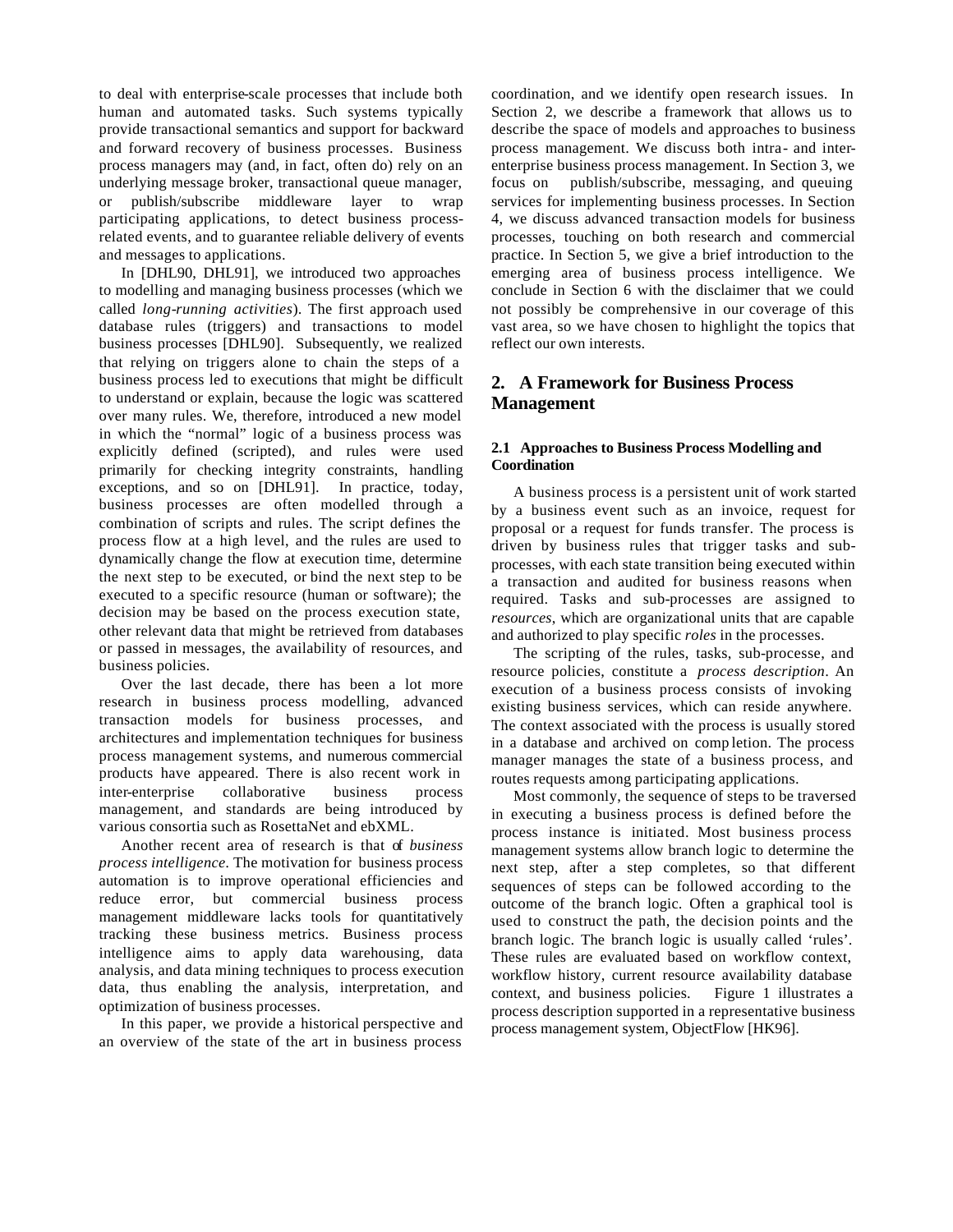to deal with enterprise-scale processes that include both human and automated tasks. Such systems typically provide transactional semantics and support for backward and forward recovery of business processes. Business process managers may (and, in fact, often do) rely on an underlying message broker, transactional queue manager, or publish/subscribe middleware layer to wrap participating applications, to detect business process-related events, and to guarantee reliable delivery of events and messages to applications.

In [DHL90, DHL91], we introduced two approaches to modelling and managing business processes (which we called *long-running activities*). The first approach used database rules (triggers) and transactions to model business processes [DHL90]. Subsequently, we realized that relying on triggers alone to chain the steps of a business process led to executions that might be difficult to understand or explain, because the logic was scattered over many rules. We, therefore, introduced a new model in which the "normal" logic of a business process was explicitly defined (scripted), and rules were used primarily for checking integrity constraints, handling exceptions, and so on [DHL91]. In practice, today, business processes are often modelled through a combination of scripts and rules. The script defines the process flow at a high level, and the rules are used to dynamically change the flow at execution time, determine the next step to be executed, or bind the next step to be executed to a specific resource (human or software); the decision may be based on the process execution state, other relevant data that might be retrieved from databases or passed in messages, the availability of resources, and business policies.

Over the last decade, there has been a lot more research in business process modelling, advanced transaction models for business processes, and architectures and implementation techniques for business process management systems, and numerous commercial products have appeared. There is also recent work in inter-enterprise collaborative business process management, and standards are being introduced by various consortia such as RosettaNet and ebXML.

Another recent area of research is that of *business process intelligence*. The motivation for business process automation is to improve operational efficiencies and reduce error, but commercial business process management middleware lacks tools for quantitatively tracking these business metrics. Business process intelligence aims to apply data warehousing, data analysis, and data mining techniques to process execution data, thus enabling the analysis, interpretation, and optimization of business processes.

In this paper, we provide a historical perspective and an overview of the state of the art in business process coordination, and we identify open research issues. In Section 2, we describe a framework that allows us to describe the space of models and approaches to business process management. We discuss both intra- and inter-enterprise business process management. In Section 3, we focus on publish/subscribe, messaging, and queuing services for implementing business processes. In Section 4, we discuss advanced transaction models for business processes, touching on both research and commercial practice. In Section 5, we give a brief introduction to the emerging area of business process intelligence. We conclude in Section 6 with the disclaimer that we could not possibly be comprehensive in our coverage of this vast area, so we have chosen to highlight the topics that reflect our own interests.

## 2. A Framework for Business Process Management

### 2.1 Approaches to Business Process Modelling and Coordination

A business process is a persistent unit of work started by a business event such as an invoice, request for proposal or a request for funds transfer. The process is driven by business rules that trigger tasks and sub-processes, with each state transition being executed within a transaction and audited for business reasons when required. Tasks and sub-processes are assigned to *resources*, which are organizational units that are capable and authorized to play specific *roles* in the processes.

The scripting of the rules, tasks, sub-processe, and resource policies, constitute a *process description*. An execution of a business process consists of invoking existing business services, which can reside anywhere. The context associated with the process is usually stored in a database and archived on completion. The process manager manages the state of a business process, and routes requests among participating applications.

Most commonly, the sequence of steps to be traversed in executing a business process is defined before the process instance is initiated. Most business process management systems allow branch logic to determine the next step, after a step completes, so that different sequences of steps can be followed according to the outcome of the branch logic. Often a graphical tool is used to construct the path, the decision points and the branch logic. The branch logic is usually called 'rules'. These rules are evaluated based on workflow context, workflow history, current resource availability database context, and business policies. Figure 1 illustrates a process description supported in a representative business process management system, ObjectFlow [HK96].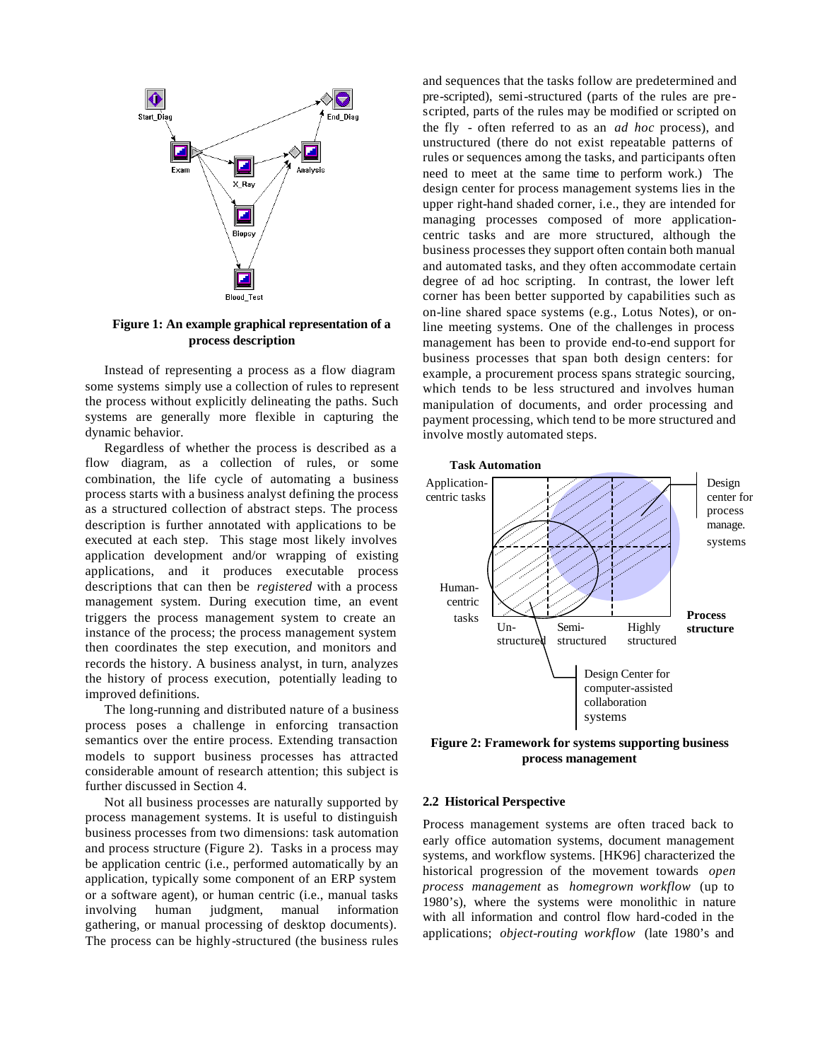Figure 1: An example graphical representation of a process description

Instead of representing a process as a flow diagram some systems simply use a collection of rules to represent the process without explicitly delineating the paths. Such systems are generally more flexible in capturing the dynamic behavior.

Regardless of whether the process is described as a flow diagram, as a collection of rules, or some combination, the life cycle of automating a business process starts with a business analyst defining the process as a structured collection of abstract steps. The process description is further annotated with applications to be executed at each step. This stage most likely involves application development and/or wrapping of existing applications, and it produces executable process descriptions that can then be *registered* with a process management system. During execution time, an event triggers the process management system to create an instance of the process; the process management system then coordinates the step execution, and monitors and records the history. A business analyst, in turn, analyzes the history of process execution, potentially leading to improved definitions.

The long-running and distributed nature of a business process poses a challenge in enforcing transaction semantics over the entire process. Extending transaction models to support business processes has attracted considerable amount of research attention; this subject is further discussed in Section 4.

Not all business processes are naturally supported by process management systems. It is useful to distinguish business processes from two dimensions: task automation and process structure (Figure 2). Tasks in a process may be application centric (i.e., performed automatically by an application, typically some component of an ERP system or a software agent), or human centric (i.e., manual tasks involving human judgment, manual information gathering, or manual processing of desktop documents). The process can be highly-structured (the business rules and sequences that the tasks follow are predetermined and pre-scripted), semi-structured (parts of the rules are pre-scripted, parts of the rules may be modified or scripted on the fly - often referred to as an *ad hoc* process), and unstructured (there do not exist repeatable patterns of rules or sequences among the tasks, and participants often need to meet at the same time to perform work.) The design center for process management systems lies in the upper right-hand shaded corner, i.e., they are intended for managing processes composed of more application-centric tasks and are more structured, although the business processes they support often contain both manual and automated tasks, and they often accommodate certain degree of ad hoc scripting. In contrast, the lower left corner has been better supported by capabilities such as on-line shared space systems (e.g., Lotus Notes), or on-line meeting systems. One of the challenges in process management has been to provide end-to-end support for business processes that span both design centers: for example, a procurement process spans strategic sourcing, which tends to be less structured and involves human manipulation of documents, and order processing and payment processing, which tend to be more structured and involve mostly automated steps.

Figure 2: Framework for systems supporting business process management

### 2.2 Historical Perspective

Process management systems are often traced back to early office automation systems, document management systems, and workflow systems. [HK96] characterized the historical progression of the movement towards *open process management* as *homegrown workflow* (up to 1980's), where the systems were monolithic in nature with all information and control flow hard-coded in the applications; *object-routing workflow* (late 1980's and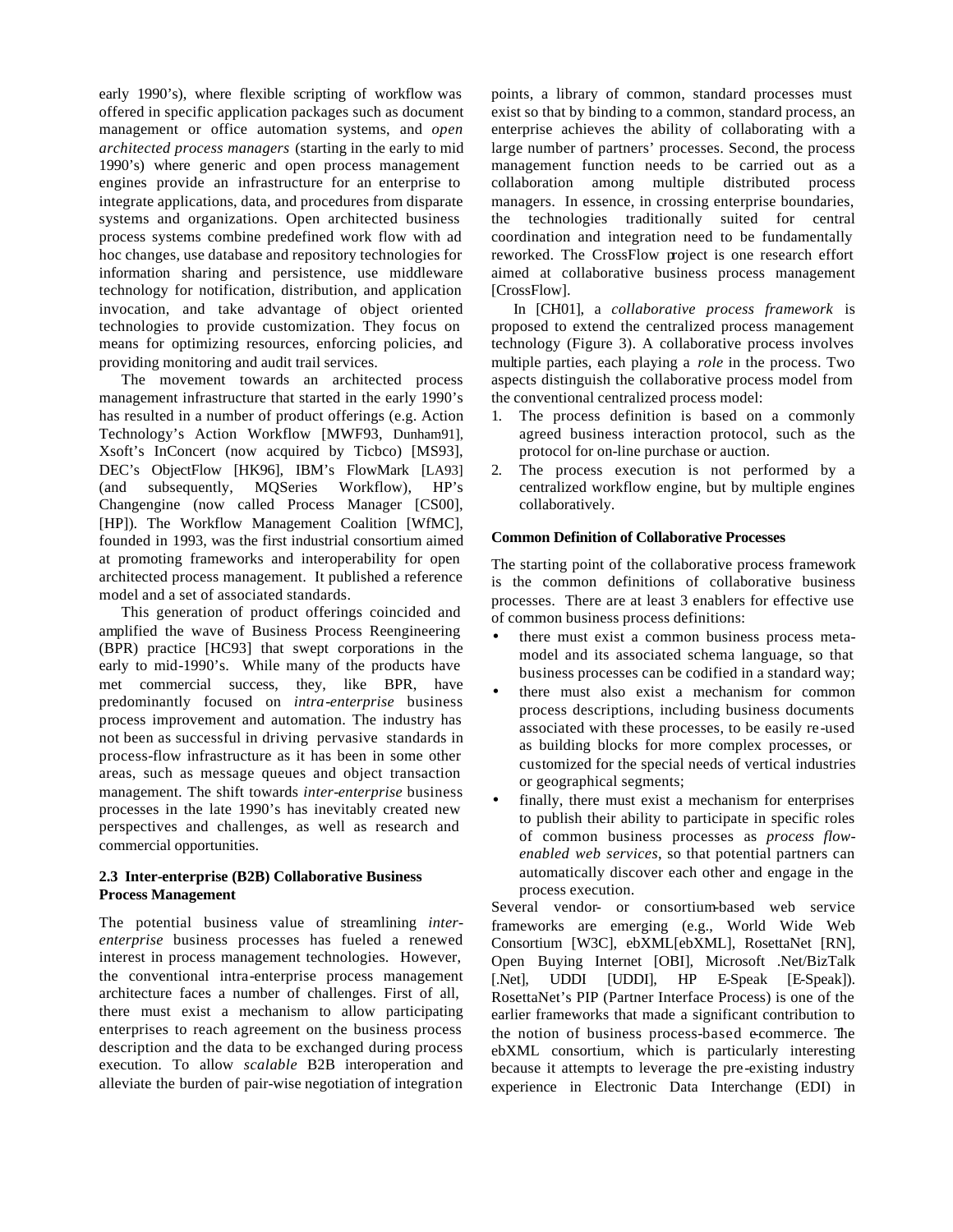early 1990's), where flexible scripting of workflow was offered in specific application packages such as document management or office automation systems, and *open architected process managers* (starting in the early to mid 1990's) where generic and open process management engines provide an infrastructure for an enterprise to integrate applications, data, and procedures from disparate systems and organizations. Open architected business process systems combine predefined work flow with ad hoc changes, use database and repository technologies for information sharing and persistence, use middleware technology for notification, distribution, and application invocation, and take advantage of object oriented technologies to provide customization. They focus on means for optimizing resources, enforcing policies, and providing monitoring and audit trail services.

The movement towards an architected process management infrastructure that started in the early 1990's has resulted in a number of product offerings (e.g. Action Technology's Action Workflow [MWF93, Dunham91], Xsoft's InConcert (now acquired by Ticbco) [MS93], DEC's ObjectFlow [HK96], IBM's FlowMark [LA93] (and subsequently, MQSeries Workflow), HP's Changengine (now called Process Manager [CS00], [HP]). The Workflow Management Coalition [WfMC], founded in 1993, was the first industrial consortium aimed at promoting frameworks and interoperability for open architected process management. It published a reference model and a set of associated standards.

This generation of product offerings coincided and amplified the wave of Business Process Reengineering (BPR) practice [HC93] that swept corporations in the early to mid-1990's. While many of the products have met commercial success, they, like BPR, have predominantly focused on *intra-enterprise* business process improvement and automation. The industry has not been as successful in driving pervasive standards in process-flow infrastructure as it has been in some other areas, such as message queues and object transaction management. The shift towards *inter-enterprise* business processes in the late 1990's has inevitably created new perspectives and challenges, as well as research and commercial opportunities.

### 2.3 Inter-enterprise (B2B) Collaborative Business Process Management

The potential business value of streamlining *inter-enterprise* business processes has fueled a renewed interest in process management technologies. However, the conventional intra-enterprise process management architecture faces a number of challenges. First of all, there must exist a mechanism to allow participating enterprises to reach agreement on the business process description and the data to be exchanged during process execution. To allow *scalable* B2B interoperation and alleviate the burden of pair-wise negotiation of integration points, a library of common, standard processes must exist so that by binding to a common, standard process, an enterprise achieves the ability of collaborating with a large number of partners' processes. Second, the process management function needs to be carried out as a collaboration among multiple distributed process managers. In essence, in crossing enterprise boundaries, the technologies traditionally suited for central coordination and integration need to be fundamentally reworked. The CrossFlow project is one research effort aimed at collaborative business process management [CrossFlow].

In [CH01], a *collaborative process framework* is proposed to extend the centralized process management technology (Figure 3). A collaborative process involves multiple parties, each playing a *role* in the process. Two aspects distinguish the collaborative process model from the conventional centralized process model:

1. The process definition is based on a commonly agreed business interaction protocol, such as the protocol for on-line purchase or auction.
2. The process execution is not performed by a centralized workflow engine, but by multiple engines collaboratively.

**Common Definition of Collaborative Processes**

The starting point of the collaborative process framework is the common definitions of collaborative business processes. There are at least 3 enablers for effective use of common business process definitions:

- there must exist a common business process meta-model and its associated schema language, so that business processes can be codified in a standard way;
- there must also exist a mechanism for common process descriptions, including business documents associated with these processes, to be easily re-used as building blocks for more complex processes, or customized for the special needs of vertical industries or geographical segments;
- finally, there must exist a mechanism for enterprises to publish their ability to participate in specific roles of common business processes as *process flow-enabled web services*, so that potential partners can automatically discover each other and engage in the process execution.

Several vendor- or consortium-based web service frameworks are emerging (e.g., World Wide Web Consortium [W3C], ebXML[ebXML], RosettaNet [RN], Open Buying Internet [OBI], Microsoft .Net/BizTalk [.Net], UDDI [UDDI], HP E-Speak [E-Speak]). RosettaNet's PIP (Partner Interface Process) is one of the earlier frameworks that made a significant contribution to the notion of business process-based e-commerce. The ebXML consortium, which is particularly interesting because it attempts to leverage the pre-existing industry experience in Electronic Data Interchange (EDI) in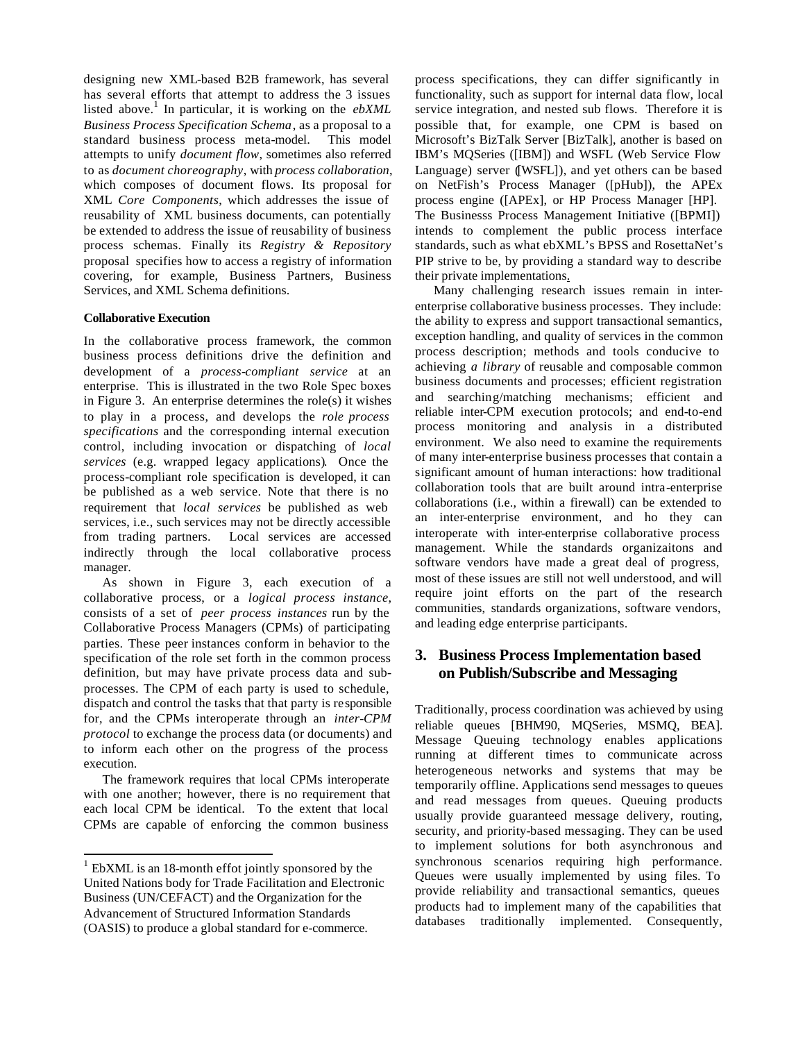designing new XML-based B2B framework, has several has several efforts that attempt to address the 3 issues listed above.[1] In particular, it is working on the *ebXML Business Process Specification Schema*, as a proposal to a standard business process meta-model. This model attempts to unify *document flow*, sometimes also referred to as *document choreography*, with *process collaboration*, which composes of document flows. Its proposal for XML *Core Components*, which addresses the issue of reusability of XML business documents, can potentially be extended to address the issue of reusability of business process schemas. Finally its *Registry & Repository* proposal specifies how to access a registry of information covering, for example, Business Partners, Business Services, and XML Schema definitions.

#### Collaborative Execution

In the collaborative process framework, the common business process definitions drive the definition and development of a *process-compliant service* at an enterprise. This is illustrated in the two Role Spec boxes in Figure 3. An enterprise determines the role(s) it wishes to play in a process, and develops the *role process specifications* and the corresponding internal execution control, including invocation or dispatching of *local services* (e.g. wrapped legacy applications). Once the process-compliant role specification is developed, it can be published as a web service. Note that there is no requirement that *local services* be published as web services, i.e., such services may not be directly accessible from trading partners. Local services are accessed indirectly through the local collaborative process manager.

As shown in Figure 3, each execution of a collaborative process, or a *logical process instance*, consists of a set of *peer process instances* run by the Collaborative Process Managers (CPMs) of participating parties. These peer instances conform in behavior to the specification of the role set forth in the common process definition, but may have private process data and sub-processes. The CPM of each party is used to schedule, dispatch and control the tasks that that party is responsible for, and the CPMs interoperate through an *inter-CPM protocol* to exchange the process data (or documents) and to inform each other on the progress of the process execution.

The framework requires that local CPMs interoperate with one another; however, there is no requirement that each local CPM be identical. To the extent that local CPMs are capable of enforcing the common business process specifications, they can differ significantly in functionality, such as support for internal data flow, local service integration, and nested sub flows. Therefore it is possible that, for example, one CPM is based on Microsoft's BizTalk Server [BizTalk], another is based on IBM's MQSeries ([IBM]) and WSFL (Web Service Flow Language) server ([WSFL]), and yet others can be based on NetFish's Process Manager ([pHub]), the APEx process engine ([APEx], or HP Process Manager [HP]. The Businesss Process Management Initiative ([BPMI]) intends to complement the public process interface standards, such as what ebXML's BPSS and RosettaNet's PIP strive to be, by providing a standard way to describe their private implementations.

Many challenging research issues remain in inter-enterprise collaborative business processes. They include: the ability to express and support transactional semantics, exception handling, and quality of services in the common process description; methods and tools conducive to achieving *a library* of reusable and composable common business documents and processes; efficient registration and searching/matching mechanisms; efficient and reliable inter-CPM execution protocols; and end-to-end process monitoring and analysis in a distributed environment. We also need to examine the requirements of many inter-enterprise business processes that contain a significant amount of human interactions: how traditional collaboration tools that are built around intra-enterprise collaborations (i.e., within a firewall) can be extended to an inter-enterprise environment, and ho they can interoperate with inter-enterprise collaborative process management. While the standards organizaitons and software vendors have made a great deal of progress, most of these issues are still not well understood, and will require joint efforts on the part of the research communities, standards organizations, software vendors, and leading edge enterprise participants.

## 3. Business Process Implementation based on Publish/Subscribe and Messaging

Traditionally, process coordination was achieved by using reliable queues [BHM90, MQSeries, MSMQ, BEA]. Message Queuing technology enables applications running at different times to communicate across heterogeneous networks and systems that may be temporarily offline. Applications send messages to queues and read messages from queues. Queuing products usually provide guaranteed message delivery, routing, security, and priority-based messaging. They can be used to implement solutions for both asynchronous and synchronous scenarios requiring high performance. Queues were usually implemented by using files. To provide reliability and transactional semantics, queues products had to implement many of the capabilities that databases traditionally implemented. Consequently,

---

[1] EbXML is an 18-month effot jointly sponsored by the United Nations body for Trade Facilitation and Electronic Business (UN/CEFACT) and the Organization for the Advancement of Structured Information Standards (OASIS) to produce a global standard for e-commerce.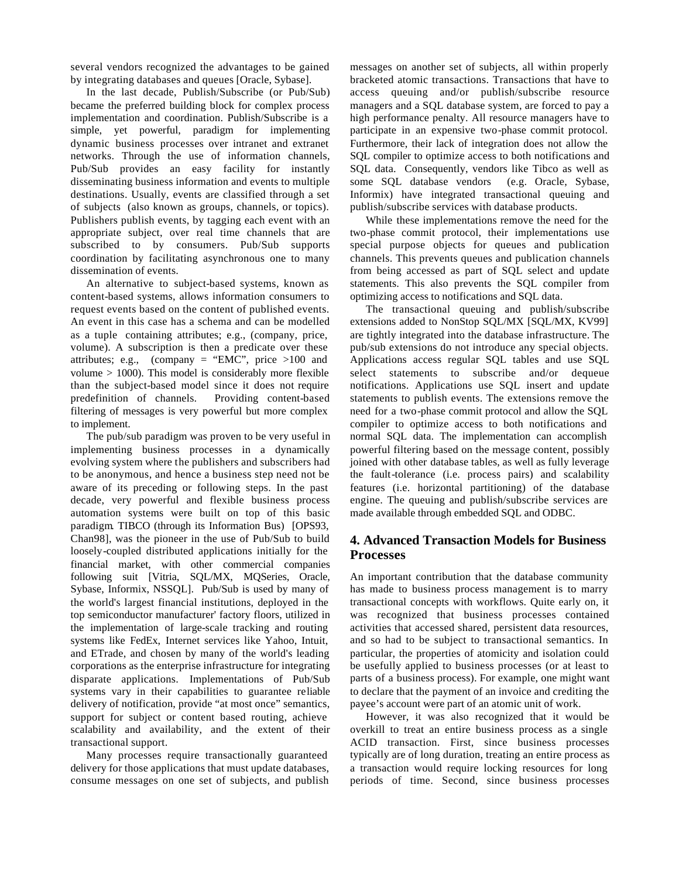several vendors recognized the advantages to be gained by integrating databases and queues [Oracle, Sybase].

In the last decade, Publish/Subscribe (or Pub/Sub) became the preferred building block for complex process implementation and coordination. Publish/Subscribe is a simple, yet powerful, paradigm for implementing dynamic business processes over intranet and extranet networks. Through the use of information channels, Pub/Sub provides an easy facility for instantly disseminating business information and events to multiple destinations. Usually, events are classified through a set of subjects (also known as groups, channels, or topics). Publishers publish events, by tagging each event with an appropriate subject, over real time channels that are subscribed to by consumers. Pub/Sub supports coordination by facilitating asynchronous one to many dissemination of events.

An alternative to subject-based systems, known as content-based systems, allows information consumers to request events based on the content of published events. An event in this case has a schema and can be modelled as a tuple containing attributes; e.g., (company, price, volume). A subscription is then a predicate over these attributes; e.g., (company = "EMC", price >100 and volume > 1000). This model is considerably more flexible than the subject-based model since it does not require predefinition of channels. Providing content-based filtering of messages is very powerful but more complex to implement.

The pub/sub paradigm was proven to be very useful in implementing business processes in a dynamically evolving system where the publishers and subscribers had to be anonymous, and hence a business step need not be aware of its preceding or following steps. In the past decade, very powerful and flexible business process automation systems were built on top of this basic paradigm. TIBCO (through its Information Bus) [OPS93, Chan98], was the pioneer in the use of Pub/Sub to build loosely-coupled distributed applications initially for the financial market, with other commercial companies following suit [Vitria, SQL/MX, MQSeries, Oracle, Sybase, Informix, NSSQL]. Pub/Sub is used by many of the world's largest financial institutions, deployed in the top semiconductor manufacturer' factory floors, utilized in the implementation of large-scale tracking and routing systems like FedEx, Internet services like Yahoo, Intuit, and ETrade, and chosen by many of the world's leading corporations as the enterprise infrastructure for integrating disparate applications. Implementations of Pub/Sub systems vary in their capabilities to guarantee reliable delivery of notification, provide "at most once" semantics, support for subject or content based routing, achieve scalability and availability, and the extent of their transactional support.

Many processes require transactionally guaranteed delivery for those applications that must update databases, consume messages on one set of subjects, and publish messages on another set of subjects, all within properly bracketed atomic transactions. Transactions that have to access queuing and/or publish/subscribe resource managers and a SQL database system, are forced to pay a high performance penalty. All resource managers have to participate in an expensive two-phase commit protocol. Furthermore, their lack of integration does not allow the SQL compiler to optimize access to both notifications and SQL data. Consequently, vendors like Tibco as well as some SQL database vendors (e.g. Oracle, Sybase, Informix) have integrated transactional queuing and publish/subscribe services with database products.

While these implementations remove the need for the two-phase commit protocol, their implementations use special purpose objects for queues and publication channels. This prevents queues and publication channels from being accessed as part of SQL select and update statements. This also prevents the SQL compiler from optimizing access to notifications and SQL data.

The transactional queuing and publish/subscribe extensions added to NonStop SQL/MX [SQL/MX, KV99] are tightly integrated into the database infrastructure. The pub/sub extensions do not introduce any special objects. Applications access regular SQL tables and use SQL select statements to subscribe and/or dequeue notifications. Applications use SQL insert and update statements to publish events. The extensions remove the need for a two-phase commit protocol and allow the SQL compiler to optimize access to both notifications and normal SQL data. The implementation can accomplish powerful filtering based on the message content, possibly joined with other database tables, as well as fully leverage the fault-tolerance (i.e. process pairs) and scalability features (i.e. horizontal partitioning) of the database engine. The queuing and publish/subscribe services are made available through embedded SQL and ODBC.

## 4. Advanced Transaction Models for Business Processes

An important contribution that the database community has made to business process management is to marry transactional concepts with workflows. Quite early on, it was recognized that business processes contained activities that accessed shared, persistent data resources, and so had to be subject to transactional semantics. In particular, the properties of atomicity and isolation could be usefully applied to business processes (or at least to parts of a business process). For example, one might want to declare that the payment of an invoice and crediting the payee's account were part of an atomic unit of work.

However, it was also recognized that it would be overkill to treat an entire business process as a single ACID transaction. First, since business processes typically are of long duration, treating an entire process as a transaction would require locking resources for long periods of time. Second, since business processes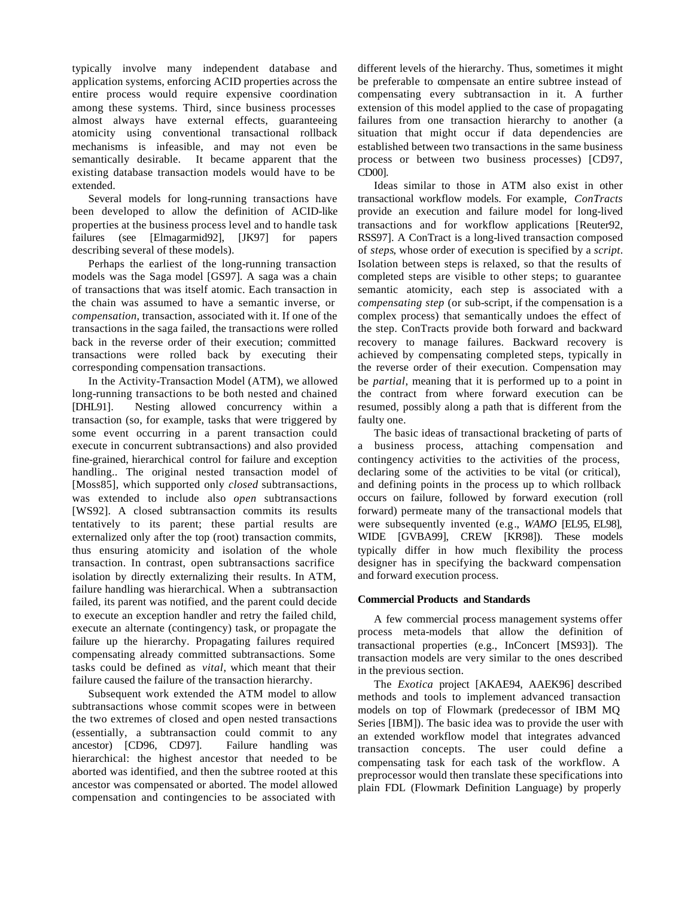typically involve many independent database and application systems, enforcing ACID properties across the entire process would require expensive coordination among these systems. Third, since business processes almost always have external effects, guaranteeing atomicity using conventional transactional rollback mechanisms is infeasible, and may not even be semantically desirable. It became apparent that the existing database transaction models would have to be extended.

Several models for long-running transactions have been developed to allow the definition of ACID-like properties at the business process level and to handle task failures (see [Elmagarmid92], [JK97] for papers describing several of these models).

Perhaps the earliest of the long-running transaction models was the Saga model [GS97]. A saga was a chain of transactions that was itself atomic. Each transaction in the chain was assumed to have a semantic inverse, or *compensation*, transaction, associated with it. If one of the transactions in the saga failed, the transactions were rolled back in the reverse order of their execution; committed transactions were rolled back by executing their corresponding compensation transactions.

In the Activity-Transaction Model (ATM), we allowed long-running transactions to be both nested and chained [DHL91]. Nesting allowed concurrency within a transaction (so, for example, tasks that were triggered by some event occurring in a parent transaction could execute in concurrent subtransactions) and also provided fine-grained, hierarchical control for failure and exception handling.. The original nested transaction model of [Moss85], which supported only *closed* subtransactions, was extended to include also *open* subtransactions [WS92]. A closed subtransaction commits its results tentatively to its parent; these partial results are externalized only after the top (root) transaction commits, thus ensuring atomicity and isolation of the whole transaction. In contrast, open subtransactions sacrifice isolation by directly externalizing their results. In ATM, failure handling was hierarchical. When a subtransaction failed, its parent was notified, and the parent could decide to execute an exception handler and retry the failed child, execute an alternate (contingency) task, or propagate the failure up the hierarchy. Propagating failures required compensating already committed subtransactions. Some tasks could be defined as *vital*, which meant that their failure caused the failure of the transaction hierarchy.

Subsequent work extended the ATM model to allow subtransactions whose commit scopes were in between the two extremes of closed and open nested transactions (essentially, a subtransaction could commit to any ancestor) [CD96, CD97]. Failure handling was hierarchical: the highest ancestor that needed to be aborted was identified, and then the subtree rooted at this ancestor was compensated or aborted. The model allowed compensation and contingencies to be associated with different levels of the hierarchy. Thus, sometimes it might be preferable to compensate an entire subtree instead of compensating every subtransaction in it. A further extension of this model applied to the case of propagating failures from one transaction hierarchy to another (a situation that might occur if data dependencies are established between two transactions in the same business process or between two business processes) [CD97, CD00].

Ideas similar to those in ATM also exist in other transactional workflow models. For example, *ConTracts* provide an execution and failure model for long-lived transactions and for workflow applications [Reuter92, RSS97]. A ConTract is a long-lived transaction composed of *steps*, whose order of execution is specified by a *script*. Isolation between steps is relaxed, so that the results of completed steps are visible to other steps; to guarantee semantic atomicity, each step is associated with a *compensating step* (or sub-script, if the compensation is a complex process) that semantically undoes the effect of the step. ConTracts provide both forward and backward recovery to manage failures. Backward recovery is achieved by compensating completed steps, typically in the reverse order of their execution. Compensation may be *partial*, meaning that it is performed up to a point in the contract from where forward execution can be resumed, possibly along a path that is different from the faulty one.

The basic ideas of transactional bracketing of parts of a business process, attaching compensation and contingency activities to the activities of the process, declaring some of the activities to be vital (or critical), and defining points in the process up to which rollback occurs on failure, followed by forward execution (roll forward) permeate many of the transactional models that were subsequently invented (e.g., *WAMO* [EL95, EL98], WIDE [GVBA99], CREW [KR98]). These models typically differ in how much flexibility the process designer has in specifying the backward compensation and forward execution process.

**Commercial Products and Standards**

A few commercial process management systems offer process meta-models that allow the definition of transactional properties (e.g., InConcert [MS93]). The transaction models are very similar to the ones described in the previous section.

The *Exotica* project [AKAE94, AAEK96] described methods and tools to implement advanced transaction models on top of Flowmark (predecessor of IBM MQ Series [IBM]). The basic idea was to provide the user with an extended workflow model that integrates advanced transaction concepts. The user could define a compensating task for each task of the workflow. A preprocessor would then translate these specifications into plain FDL (Flowmark Definition Language) by properly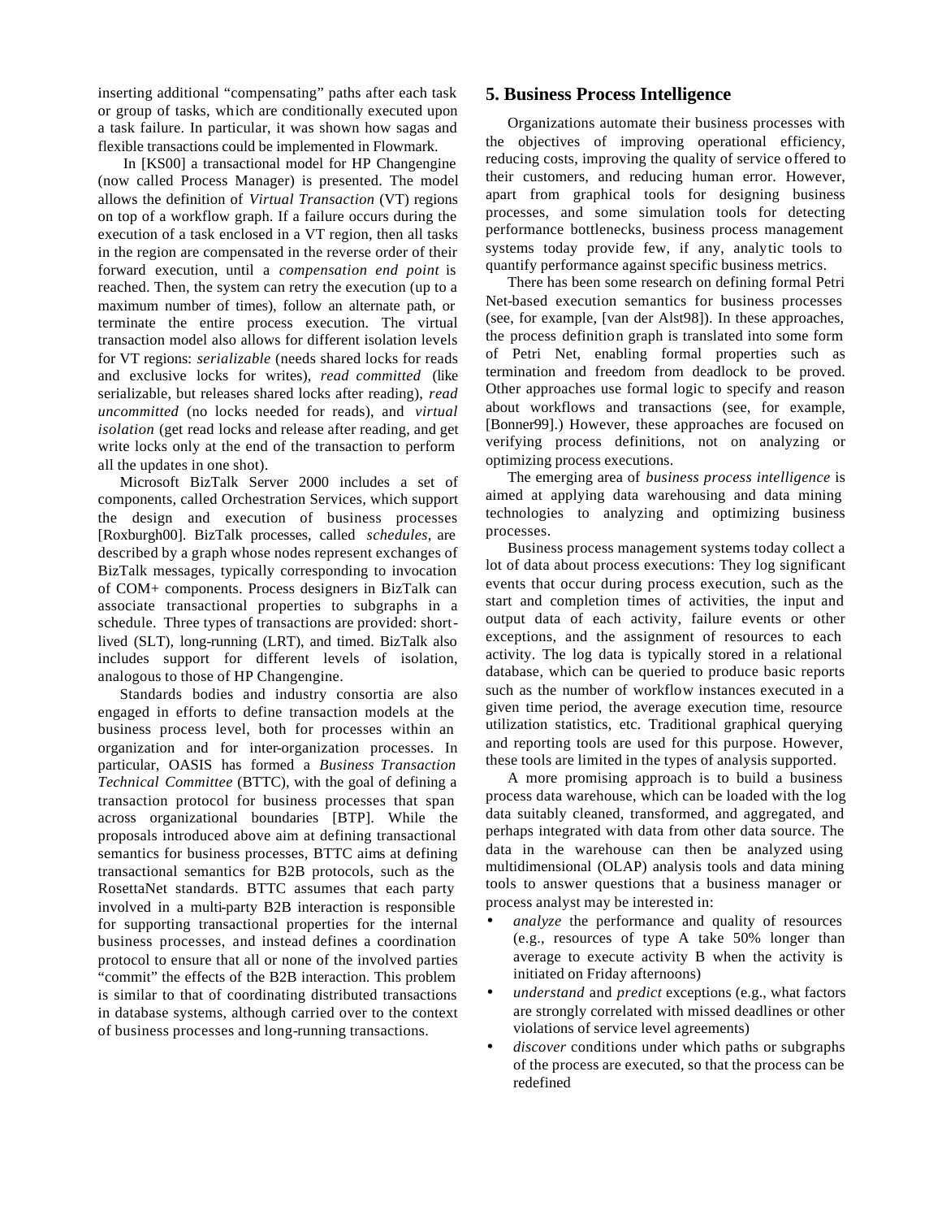inserting additional "compensating" paths after each task or group of tasks, which are conditionally executed upon a task failure. In particular, it was shown how sagas and flexible transactions could be implemented in Flowmark.

In [KS00] a transactional model for HP Changengine (now called Process Manager) is presented. The model allows the definition of *Virtual Transaction* (VT) regions on top of a workflow graph. If a failure occurs during the execution of a task enclosed in a VT region, then all tasks in the region are compensated in the reverse order of their forward execution, until a *compensation end point* is reached. Then, the system can retry the execution (up to a maximum number of times), follow an alternate path, or terminate the entire process execution. The virtual transaction model also allows for different isolation levels for VT regions: *serializable* (needs shared locks for reads and exclusive locks for writes), *read committed* (like serializable, but releases shared locks after reading), *read uncommitted* (no locks needed for reads), and *virtual isolation* (get read locks and release after reading, and get write locks only at the end of the transaction to perform all the updates in one shot).

Microsoft BizTalk Server 2000 includes a set of components, called Orchestration Services, which support the design and execution of business processes [Roxburgh00]. BizTalk processes, called *schedules*, are described by a graph whose nodes represent exchanges of BizTalk messages, typically corresponding to invocation of COM+ components. Process designers in BizTalk can associate transactional properties to subgraphs in a schedule. Three types of transactions are provided: short-lived (SLT), long-running (LRT), and timed. BizTalk also includes support for different levels of isolation, analogous to those of HP Changengine.

Standards bodies and industry consortia are also engaged in efforts to define transaction models at the business process level, both for processes within an organization and for inter-organization processes. In particular, OASIS has formed a *Business Transaction Technical Committee* (BTTC), with the goal of defining a transaction protocol for business processes that span across organizational boundaries [BTP]. While the proposals introduced above aim at defining transactional semantics for business processes, BTTC aims at defining transactional semantics for B2B protocols, such as the RosettaNet standards. BTTC assumes that each party involved in a multi-party B2B interaction is responsible for supporting transactional properties for the internal business processes, and instead defines a coordination protocol to ensure that all or none of the involved parties "commit" the effects of the B2B interaction. This problem is similar to that of coordinating distributed transactions in database systems, although carried over to the context of business processes and long-running transactions.

## 5. Business Process Intelligence

Organizations automate their business processes with the objectives of improving operational efficiency, reducing costs, improving the quality of service offered to their customers, and reducing human error. However, apart from graphical tools for designing business processes, and some simulation tools for detecting performance bottlenecks, business process management systems today provide few, if any, analytic tools to quantify performance against specific business metrics.

There has been some research on defining formal Petri Net-based execution semantics for business processes (see, for example, [van der Alst98]). In these approaches, the process definition graph is translated into some form of Petri Net, enabling formal properties such as termination and freedom from deadlock to be proved. Other approaches use formal logic to specify and reason about workflows and transactions (see, for example, [Bonner99].) However, these approaches are focused on verifying process definitions, not on analyzing or optimizing process executions.

The emerging area of *business process intelligence* is aimed at applying data warehousing and data mining technologies to analyzing and optimizing business processes.

Business process management systems today collect a lot of data about process executions: They log significant events that occur during process execution, such as the start and completion times of activities, the input and output data of each activity, failure events or other exceptions, and the assignment of resources to each activity. The log data is typically stored in a relational database, which can be queried to produce basic reports such as the number of workflow instances executed in a given time period, the average execution time, resource utilization statistics, etc. Traditional graphical querying and reporting tools are used for this purpose. However, these tools are limited in the types of analysis supported.

A more promising approach is to build a business process data warehouse, which can be loaded with the log data suitably cleaned, transformed, and aggregated, and perhaps integrated with data from other data source. The data in the warehouse can then be analyzed using multidimensional (OLAP) analysis tools and data mining tools to answer questions that a business manager or process analyst may be interested in:

- *analyze* the performance and quality of resources (e.g., resources of type A take 50% longer than average to execute activity B when the activity is initiated on Friday afternoons)
- *understand* and *predict* exceptions (e.g., what factors are strongly correlated with missed deadlines or other violations of service level agreements)
- *discover* conditions under which paths or subgraphs of the process are executed, so that the process can be redefined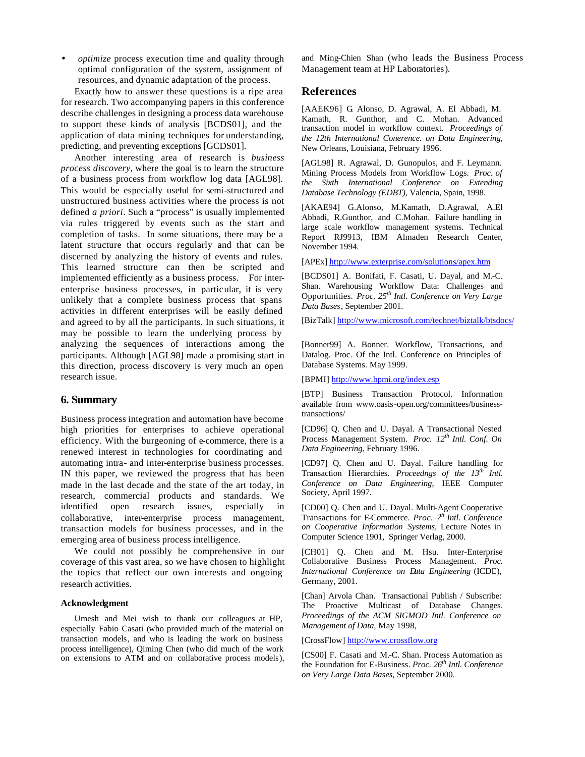- *optimize* process execution time and quality through optimal configuration of the system, assignment of resources, and dynamic adaptation of the process.

Exactly how to answer these questions is a ripe area for research. Two accompanying papers in this conference describe challenges in designing a process data warehouse to support these kinds of analysis [BCDS01], and the application of data mining techniques for understanding, predicting, and preventing exceptions [GCDS01].

Another interesting area of research is *business process discovery*, where the goal is to learn the structure of a business process from workflow log data [AGL98]. This would be especially useful for semi-structured and unstructured business activities where the process is not defined *a priori*. Such a "process" is usually implemented via rules triggered by events such as the start and completion of tasks. In some situations, there may be a latent structure that occurs regularly and that can be discerned by analyzing the history of events and rules. This learned structure can then be scripted and implemented efficiently as a business process. For inter-enterprise business processes, in particular, it is very unlikely that a complete business process that spans activities in different enterprises will be easily defined and agreed to by all the participants. In such situations, it may be possible to learn the underlying process by analyzing the sequences of interactions among the participants. Although [AGL98] made a promising start in this direction, process discovery is very much an open research issue.

## 6. Summary

Business process integration and automation have become high priorities for enterprises to achieve operational efficiency. With the burgeoning of e-commerce, there is a renewed interest in technologies for coordinating and automating intra- and inter-enterprise business processes. IN this paper, we reviewed the progress that has been made in the last decade and the state of the art today, in research, commercial products and standards. We identified open research issues, especially in collaborative, inter-enterprise process management, transaction models for business processes, and in the emerging area of business process intelligence.

We could not possibly be comprehensive in our coverage of this vast area, so we have chosen to highlight the topics that reflect our own interests and ongoing research activities.

### Acknowledgment

Umesh and Mei wish to thank our colleagues at HP, especially Fabio Casati (who provided much of the material on transaction models, and who is leading the work on business process intelligence), Qiming Chen (who did much of the work on extensions to ATM and on collaborative process models), and Ming-Chien Shan (who leads the Business Process Management team at HP Laboratories).

## References

[AAEK96] G. Alonso, D. Agrawal, A. El Abbadi, M. Kamath, R. Gunthor, and C. Mohan. Advanced transaction model in workflow context. *Proceedings of the 12th International Conerence. on Data Engineering*, New Orleans, Louisiana, February 1996.

[AGL98] R. Agrawal, D. Gunopulos, and F. Leymann. Mining Process Models from Workflow Logs. *Proc. of the Sixth International Conference on Extending Database Technology (EDBT)*, Valencia, Spain, 1998.

[AKAE94] G.Alonso, M.Kamath, D.Agrawal, A.El Abbadi, R.Gunthor, and C.Mohan. Failure handling in large scale workflow management systems. Technical Report RJ9913, IBM Almaden Research Center, November 1994.

[APEx] http://www.exterprise.com/solutions/apex.htm

[BCDS01] A. Bonifati, F. Casati, U. Dayal, and M.-C. Shan. Warehousing Workflow Data: Challenges and Opportunities. *Proc. 25th Intl. Conference on Very Large Data Bases*, September 2001.

[BizTalk] http://www.microsoft.com/technet/biztalk/btsdocs/

[Bonner99] A. Bonner. Workflow, Transactions, and Datalog. Proc. Of the Intl. Conference on Principles of Database Systems. May 1999.

[BPMI] http://www.bpmi.org/index.esp

[BTP] Business Transaction Protocol. Information available from www.oasis-open.org/committees/business-transactions/

[CD96] Q. Chen and U. Dayal. A Transactional Nested Process Management System. *Proc. 12th Intl. Conf. On Data Engineering*, February 1996.

[CD97] Q. Chen and U. Dayal. Failure handling for Transaction Hierarchies. *Proceedngs of the 13th Intl. Conference on Data Engineering*, IEEE Computer Society, April 1997.

[CD00] Q. Chen and U. Dayal. Multi-Agent Cooperative Transactions for E-Commerce. *Proc. 7th Intl. Conference on Cooperative Information Systems*, Lecture Notes in Computer Science 1901, Springer Verlag, 2000.

[CH01] Q. Chen and M. Hsu. Inter-Enterprise Collaborative Business Process Management. *Proc. International Conference on Data Engineering* (ICDE), Germany, 2001.

[Chan] Arvola Chan. Transactional Publish / Subscribe: The Proactive Multicast of Database Changes. *Proceedings of the ACM SIGMOD Intl. Conference on Management of Data*, May 1998,

[CrossFlow] http://www.crossflow.org

[CS00] F. Casati and M.-C. Shan. Process Automation as the Foundation for E-Business. *Proc. 26th Intl. Conference on Very Large Data Bases*, September 2000.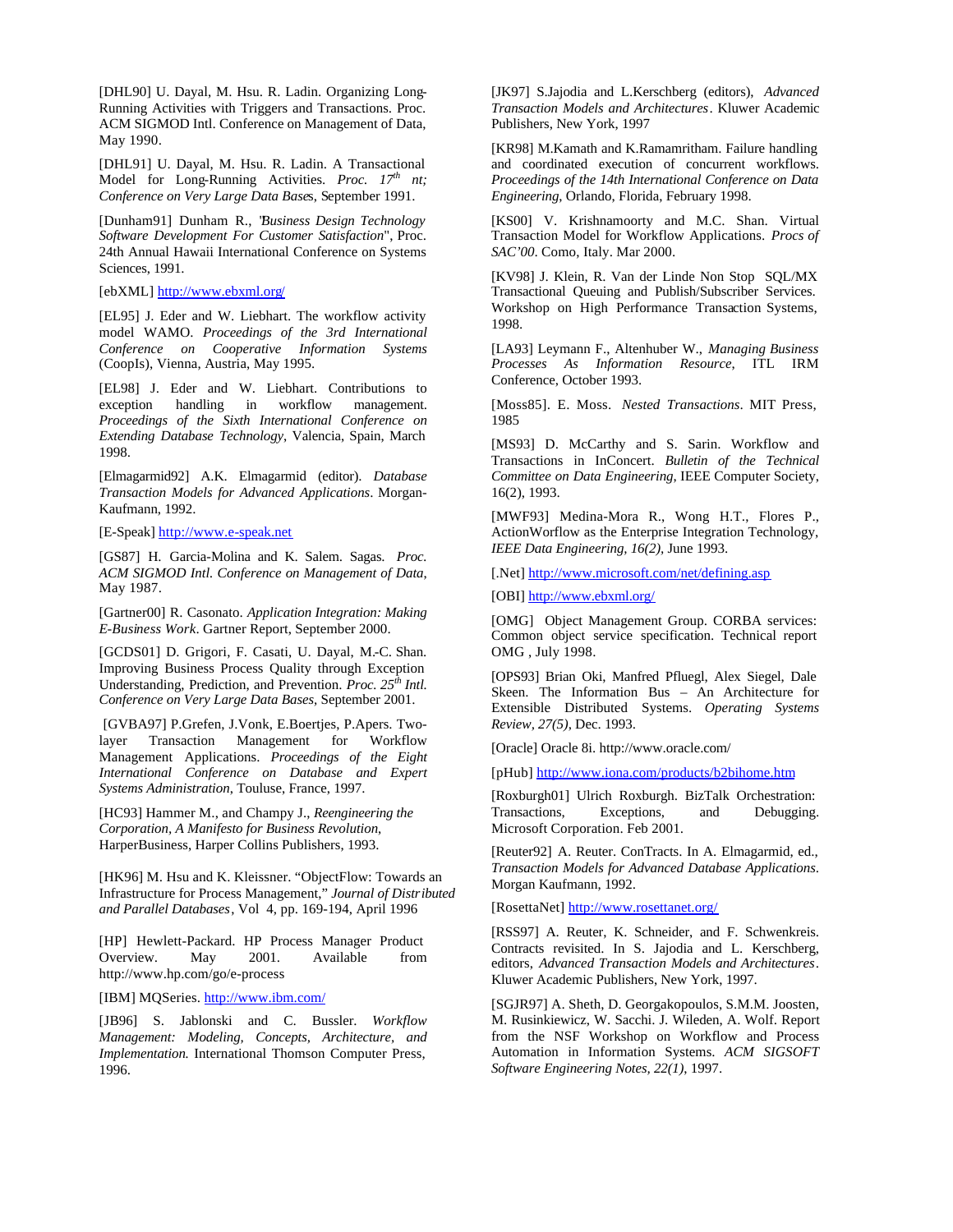[DHL90] U. Dayal, M. Hsu. R. Ladin. Organizing Long-Running Activities with Triggers and Transactions. Proc. ACM SIGMOD Intl. Conference on Management of Data, May 1990.

[DHL91] U. Dayal, M. Hsu. R. Ladin. A Transactional Model for Long-Running Activities. *Proc. 17th nt; Conference on Very Large Data Bases*, September 1991.

[Dunham91] Dunham R., "*Business Design Technology Software Development For Customer Satisfaction*", Proc. 24th Annual Hawaii International Conference on Systems Sciences, 1991.

[ebXML] http://www.ebxml.org/

[EL95] J. Eder and W. Liebhart. The workflow activity model WAMO. *Proceedings of the 3rd International Conference on Cooperative Information Systems* (CoopIs), Vienna, Austria, May 1995.

[EL98] J. Eder and W. Liebhart. Contributions to exception handling in workflow management. *Proceedings of the Sixth International Conference on Extending Database Technology*, Valencia, Spain, March 1998.

[Elmagarmid92] A.K. Elmagarmid (editor). *Database Transaction Models for Advanced Applications*. Morgan-Kaufmann, 1992.

[E-Speak] http://www.e-speak.net

[GS87] H. Garcia-Molina and K. Salem. Sagas. *Proc. ACM SIGMOD Intl. Conference on Management of Data*, May 1987.

[Gartner00] R. Casonato. *Application Integration: Making E-Business Work*. Gartner Report, September 2000.

[GCDS01] D. Grigori, F. Casati, U. Dayal, M.-C. Shan. Improving Business Process Quality through Exception Understanding, Prediction, and Prevention. *Proc. 25th Intl. Conference on Very Large Data Bases*, September 2001.

[GVBA97] P.Grefen, J.Vonk, E.Boertjes, P.Apers. Two-layer Transaction Management for Workflow Management Applications. *Proceedings of the Eight International Conference on Database and Expert Systems Administration*, Touluse, France, 1997.

[HC93] Hammer M., and Champy J., *Reengineering the Corporation, A Manifesto for Business Revolution*, HarperBusiness, Harper Collins Publishers, 1993.

[HK96] M. Hsu and K. Kleissner. "ObjectFlow: Towards an Infrastructure for Process Management," *Journal of Distributed and Parallel Databases*, Vol 4, pp. 169-194, April 1996

[HP] Hewlett-Packard. HP Process Manager Product Overview. May 2001. Available from http://www.hp.com/go/e-process

[IBM] MQSeries. http://www.ibm.com/

[JB96] S. Jablonski and C. Bussler. *Workflow Management: Modeling, Concepts, Architecture, and Implementation.* International Thomson Computer Press, 1996.

[JK97] S.Jajodia and L.Kerschberg (editors), *Advanced Transaction Models and Architectures*. Kluwer Academic Publishers, New York, 1997

[KR98] M.Kamath and K.Ramamritham. Failure handling and coordinated execution of concurrent workflows. *Proceedings of the 14th International Conference on Data Engineering*, Orlando, Florida, February 1998.

[KS00] V. Krishnamoorty and M.C. Shan. Virtual Transaction Model for Workflow Applications. *Procs of SAC'00*. Como, Italy. Mar 2000.

[KV98] J. Klein, R. Van der Linde Non Stop SQL/MX Transactional Queuing and Publish/Subscriber Services. Workshop on High Performance Transaction Systems, 1998.

[LA93] Leymann F., Altenhuber W., *Managing Business Processes As Information Resource*, ITL IRM Conference, October 1993.

[Moss85]. E. Moss. *Nested Transactions*. MIT Press, 1985

[MS93] D. McCarthy and S. Sarin. Workflow and Transactions in InConcert. *Bulletin of the Technical Committee on Data Engineering*, IEEE Computer Society, 16(2), 1993.

[MWF93] Medina-Mora R., Wong H.T., Flores P., ActionWorflow as the Enterprise Integration Technology, *IEEE Data Engineering, 16(2)*, June 1993.

[.Net] http://www.microsoft.com/net/defining.asp

[OBI] http://www.ebxml.org/

[OMG] Object Management Group. CORBA services: Common object service specification. Technical report OMG , July 1998.

[OPS93] Brian Oki, Manfred Pfluegl, Alex Siegel, Dale Skeen. The Information Bus – An Architecture for Extensible Distributed Systems. *Operating Systems Review, 27(5)*, Dec. 1993.

[Oracle] Oracle 8i. http://www.oracle.com/

[pHub] http://www.iona.com/products/b2bihome.htm

[Roxburgh01] Ulrich Roxburgh. BizTalk Orchestration: Transactions, Exceptions, and Debugging. Microsoft Corporation. Feb 2001.

[Reuter92] A. Reuter. ConTracts. In A. Elmagarmid, ed., *Transaction Models for Advanced Database Applications*. Morgan Kaufmann, 1992.

[RosettaNet] http://www.rosettanet.org/

[RSS97] A. Reuter, K. Schneider, and F. Schwenkreis. Contracts revisited. In S. Jajodia and L. Kerschberg, editors, *Advanced Transaction Models and Architectures*. Kluwer Academic Publishers, New York, 1997.

[SGJR97] A. Sheth, D. Georgakopoulos, S.M.M. Joosten, M. Rusinkiewicz, W. Sacchi. J. Wileden, A. Wolf. Report from the NSF Workshop on Workflow and Process Automation in Information Systems. *ACM SIGSOFT Software Engineering Notes, 22(1)*, 1997.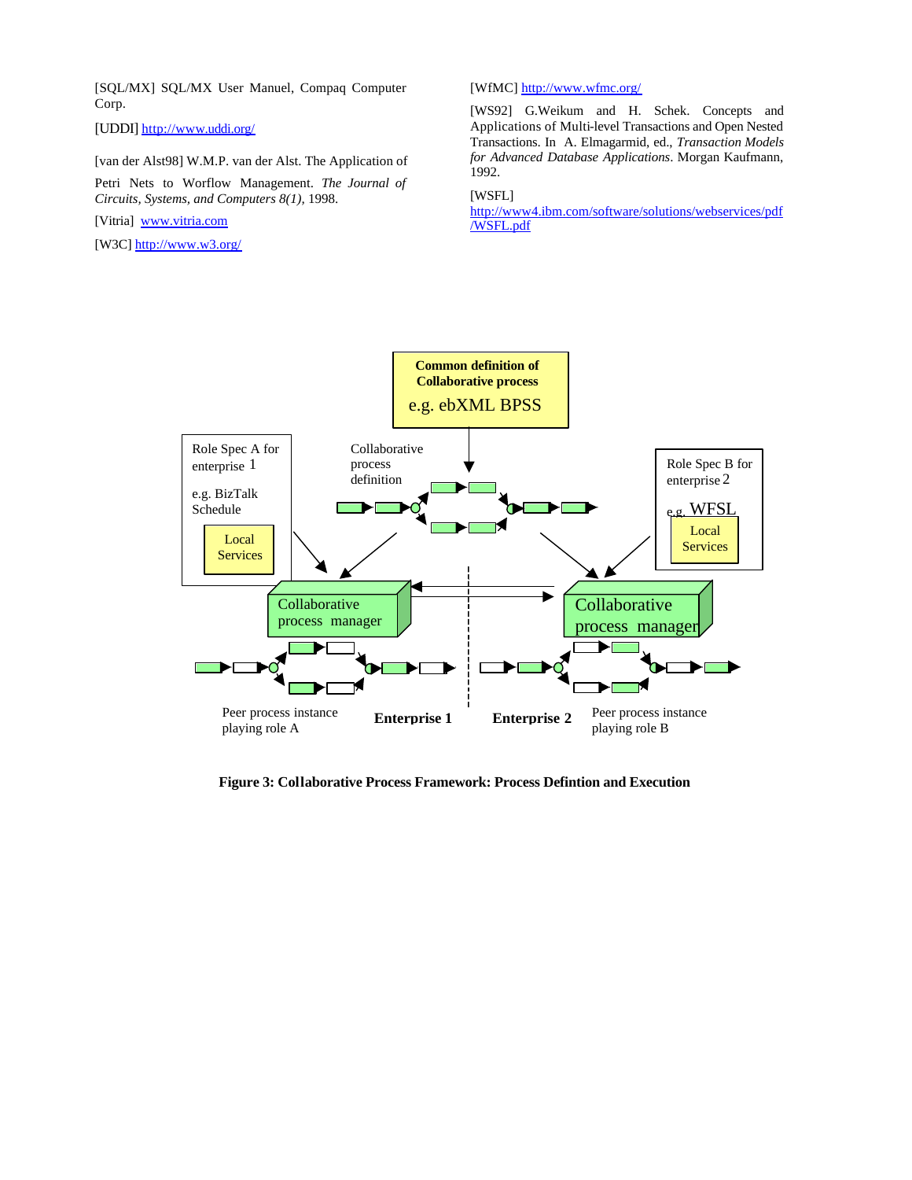[SQL/MX] SQL/MX User Manuel, Compaq Computer Corp.

[UDDI] http://www.uddi.org/

[van der Alst98] W.M.P. van der Alst. The Application of Petri Nets to Worflow Management. *The Journal of Circuits, Systems, and Computers 8(1)*, 1998.

[Vitria] www.vitria.com

[W3C] http://www.w3.org/

[WfMC] http://www.wfmc.org/

[WS92] G.Weikum and H. Schek. Concepts and Applications of Multi-level Transactions and Open Nested Transactions. In A. Elmagarmid, ed., *Transaction Models for Advanced Database Applications*. Morgan Kaufmann, 1992.

[WSFL] http://www4.ibm.com/software/solutions/webservices/pdf/WSFL.pdf

**Common definition of Collaborative process**
e.g. ebXML BPSS

Role Spec A for enterprise 1
e.g. BizTalk Schedule
Local Services

Collaborative process definition

Role Spec B for enterprise 2
e.g. WFSL
Local Services

Collaborative process manager

Collaborative process manager

Peer process instance playing role A

**Enterprise 1**

**Enterprise 2**

Peer process instance playing role B

**Figure 3: Collaborative Process Framework: Process Defintion and Execution**